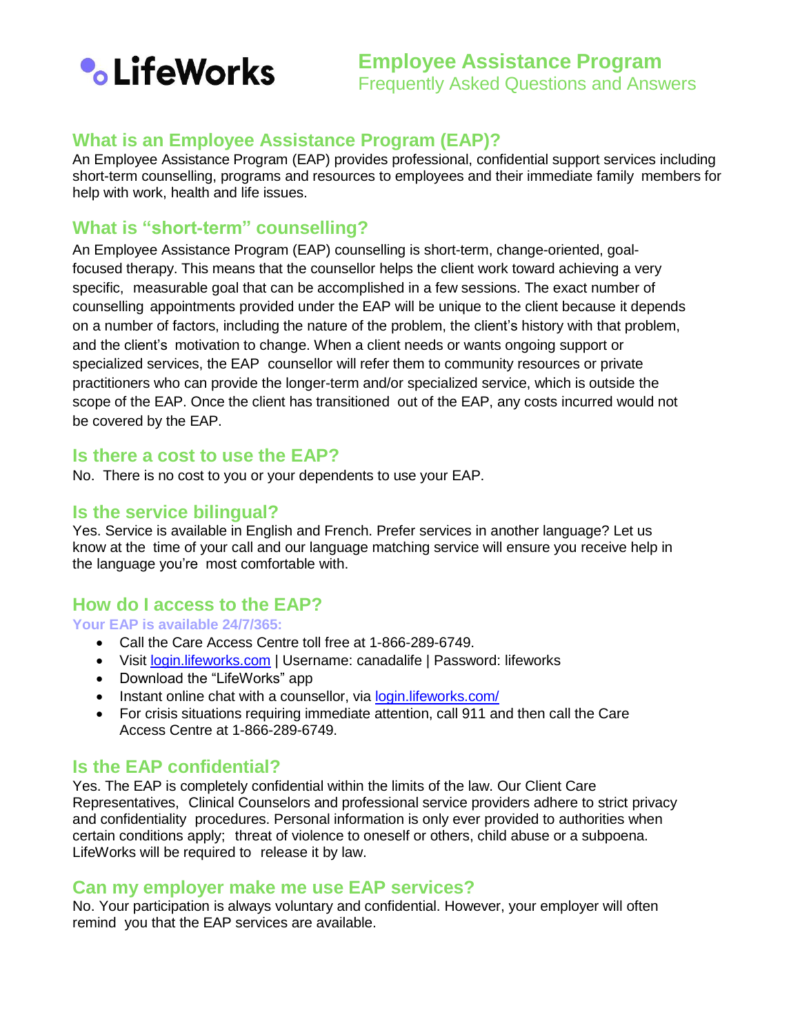# LifeWorks

## Employee Assistance Program
Frequently Asked Questions and Answers

## What is an Employee Assistance Program (EAP)?

An Employee Assistance Program (EAP) provides professional, confidential support services including short-term counselling, programs and resources to employees and their immediate family members for help with work, health and life issues.

## What is "short-term" counselling?

An Employee Assistance Program (EAP) counselling is short-term, change-oriented, goal-focused therapy. This means that the counsellor helps the client work toward achieving a very specific, measurable goal that can be accomplished in a few sessions. The exact number of counselling appointments provided under the EAP will be unique to the client because it depends on a number of factors, including the nature of the problem, the client's history with that problem, and the client's motivation to change. When a client needs or wants ongoing support or specialized services, the EAP counsellor will refer them to community resources or private practitioners who can provide the longer-term and/or specialized service, which is outside the scope of the EAP. Once the client has transitioned out of the EAP, any costs incurred would not be covered by the EAP.

## Is there a cost to use the EAP?

No. There is no cost to you or your dependents to use your EAP.

## Is the service bilingual?

Yes. Service is available in English and French. Prefer services in another language? Let us know at the time of your call and our language matching service will ensure you receive help in the language you're most comfortable with.

## How do I access to the EAP?

**Your EAP is available 24/7/365:**

- Call the Care Access Centre toll free at 1-866-289-6749.
- Visit [login.lifeworks.com](login.lifeworks.com) | Username: canadalife | Password: lifeworks
- Download the "LifeWorks" app
- Instant online chat with a counsellor, via [login.lifeworks.com/](login.lifeworks.com/)
- For crisis situations requiring immediate attention, call 911 and then call the Care Access Centre at 1-866-289-6749.

## Is the EAP confidential?

Yes. The EAP is completely confidential within the limits of the law. Our Client Care Representatives, Clinical Counselors and professional service providers adhere to strict privacy and confidentiality procedures. Personal information is only ever provided to authorities when certain conditions apply; threat of violence to oneself or others, child abuse or a subpoena. LifeWorks will be required to release it by law.

## Can my employer make me use EAP services?

No. Your participation is always voluntary and confidential. However, your employer will often remind you that the EAP services are available.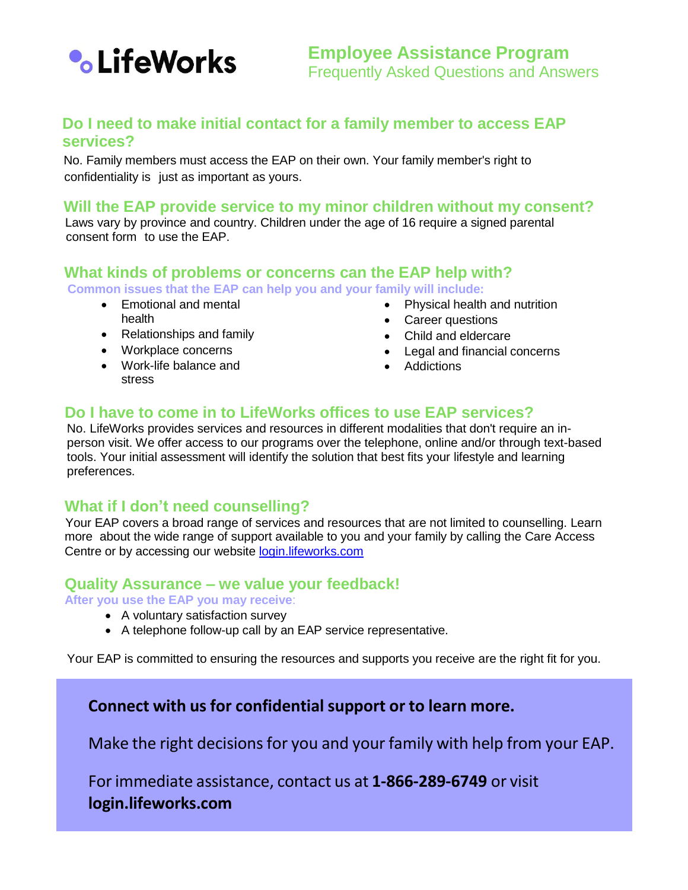LifeWorks

# Employee Assistance Program

Frequently Asked Questions and Answers

## Do I need to make initial contact for a family member to access EAP services?

No. Family members must access the EAP on their own. Your family member's right to confidentiality is just as important as yours.

## Will the EAP provide service to my minor children without my consent?

Laws vary by province and country. Children under the age of 16 require a signed parental consent form to use the EAP.

## What kinds of problems or concerns can the EAP help with?

**Common issues that the EAP can help you and your family will include:**

- Emotional and mental health
- Relationships and family
- Workplace concerns
- Work-life balance and stress
- Physical health and nutrition
- Career questions
- Child and eldercare
- Legal and financial concerns
- Addictions

## Do I have to come in to LifeWorks offices to use EAP services?

No. LifeWorks provides services and resources in different modalities that don't require an in-person visit. We offer access to our programs over the telephone, online and/or through text-based tools. Your initial assessment will identify the solution that best fits your lifestyle and learning preferences.

## What if I don't need counselling?

Your EAP covers a broad range of services and resources that are not limited to counselling. Learn more about the wide range of support available to you and your family by calling the Care Access Centre or by accessing our website login.lifeworks.com

## Quality Assurance – we value your feedback!

**After you use the EAP you may receive**:

- A voluntary satisfaction survey
- A telephone follow-up call by an EAP service representative.

Your EAP is committed to ensuring the resources and supports you receive are the right fit for you.

**Connect with us for confidential support or to learn more.**

Make the right decisions for you and your family with help from your EAP.

For immediate assistance, contact us at **1-866-289-6749** or visit **login.lifeworks.com**